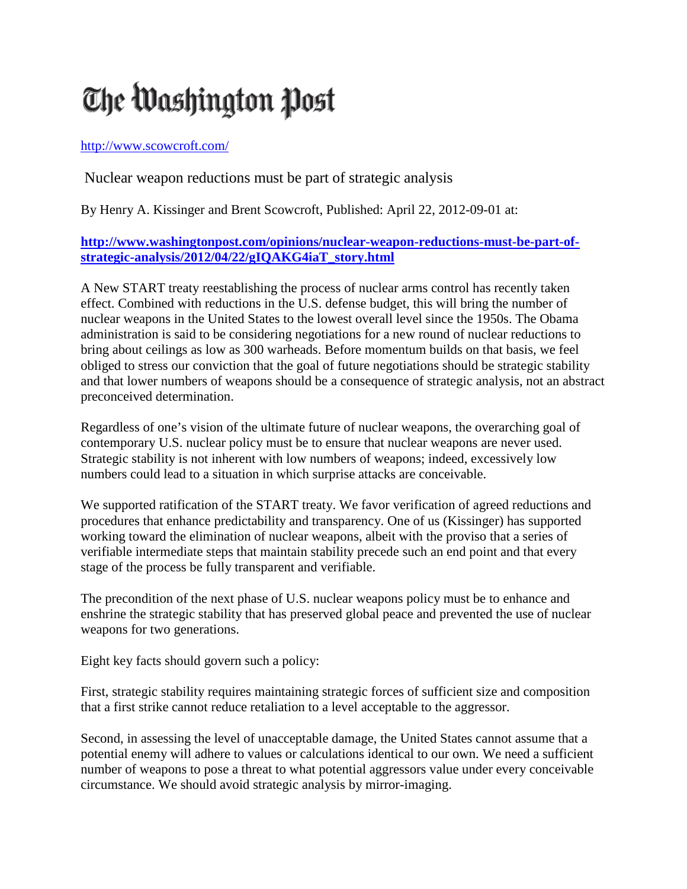# The Washington Post

http://www.scowcroft.com/

## Nuclear weapon reductions must be part of strategic analysis

By Henry A. Kissinger and Brent Scowcroft, Published: April 22, 2012-09-01 at:

**http://www.washingtonpost.com/opinions/nuclear-weapon-reductions-must-be-part-of-strategic-analysis/2012/04/22/gIQAKG4iaT_story.html**

A New START treaty reestablishing the process of nuclear arms control has recently taken effect. Combined with reductions in the U.S. defense budget, this will bring the number of nuclear weapons in the United States to the lowest overall level since the 1950s. The Obama administration is said to be considering negotiations for a new round of nuclear reductions to bring about ceilings as low as 300 warheads. Before momentum builds on that basis, we feel obliged to stress our conviction that the goal of future negotiations should be strategic stability and that lower numbers of weapons should be a consequence of strategic analysis, not an abstract preconceived determination.

Regardless of one's vision of the ultimate future of nuclear weapons, the overarching goal of contemporary U.S. nuclear policy must be to ensure that nuclear weapons are never used. Strategic stability is not inherent with low numbers of weapons; indeed, excessively low numbers could lead to a situation in which surprise attacks are conceivable.

We supported ratification of the START treaty. We favor verification of agreed reductions and procedures that enhance predictability and transparency. One of us (Kissinger) has supported working toward the elimination of nuclear weapons, albeit with the proviso that a series of verifiable intermediate steps that maintain stability precede such an end point and that every stage of the process be fully transparent and verifiable.

The precondition of the next phase of U.S. nuclear weapons policy must be to enhance and enshrine the strategic stability that has preserved global peace and prevented the use of nuclear weapons for two generations.

Eight key facts should govern such a policy:

First, strategic stability requires maintaining strategic forces of sufficient size and composition that a first strike cannot reduce retaliation to a level acceptable to the aggressor.

Second, in assessing the level of unacceptable damage, the United States cannot assume that a potential enemy will adhere to values or calculations identical to our own. We need a sufficient number of weapons to pose a threat to what potential aggressors value under every conceivable circumstance. We should avoid strategic analysis by mirror-imaging.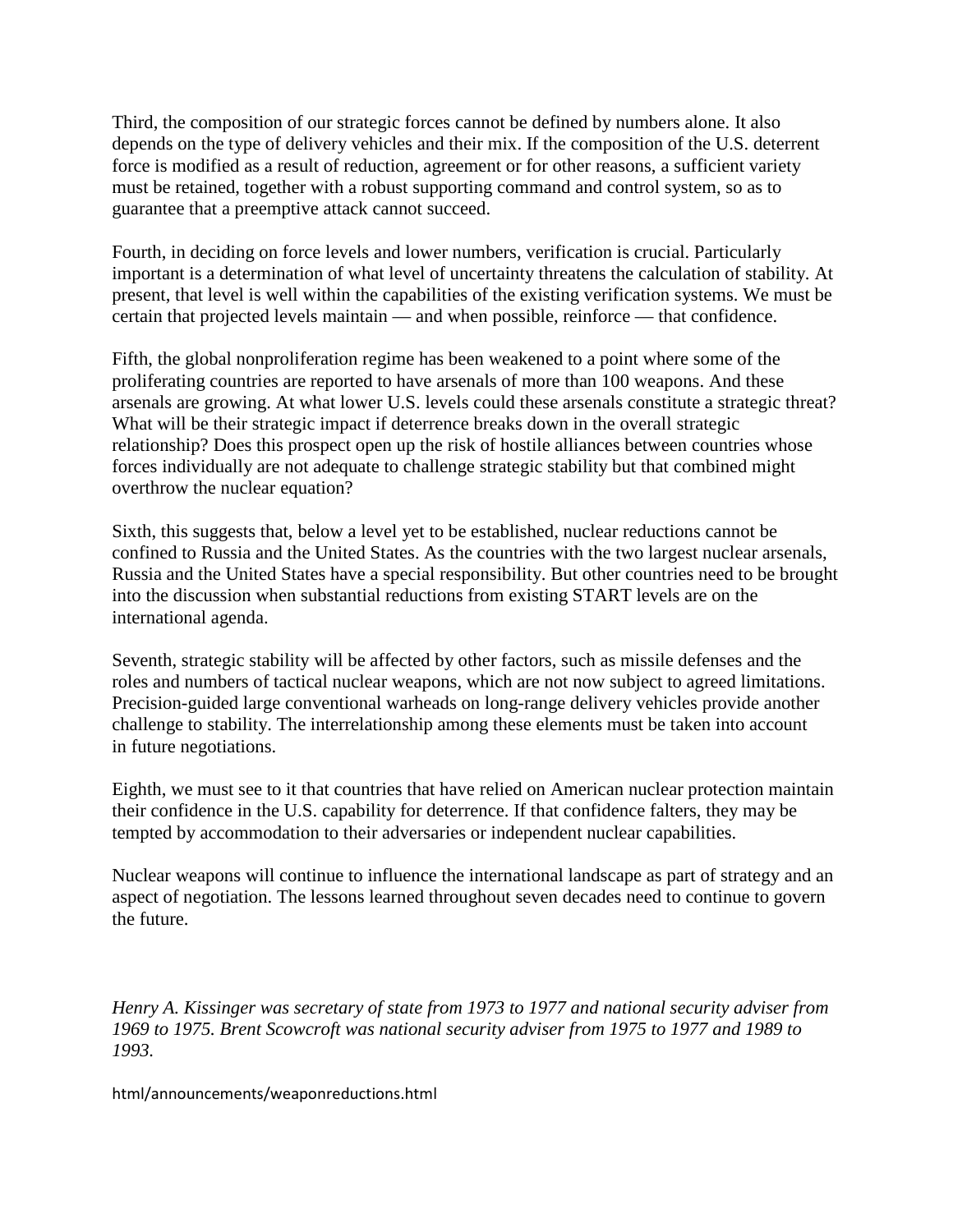Third, the composition of our strategic forces cannot be defined by numbers alone. It also depends on the type of delivery vehicles and their mix. If the composition of the U.S. deterrent force is modified as a result of reduction, agreement or for other reasons, a sufficient variety must be retained, together with a robust supporting command and control system, so as to guarantee that a preemptive attack cannot succeed.

Fourth, in deciding on force levels and lower numbers, verification is crucial. Particularly important is a determination of what level of uncertainty threatens the calculation of stability. At present, that level is well within the capabilities of the existing verification systems. We must be certain that projected levels maintain — and when possible, reinforce — that confidence.

Fifth, the global nonproliferation regime has been weakened to a point where some of the proliferating countries are reported to have arsenals of more than 100 weapons. And these arsenals are growing. At what lower U.S. levels could these arsenals constitute a strategic threat? What will be their strategic impact if deterrence breaks down in the overall strategic relationship? Does this prospect open up the risk of hostile alliances between countries whose forces individually are not adequate to challenge strategic stability but that combined might overthrow the nuclear equation?

Sixth, this suggests that, below a level yet to be established, nuclear reductions cannot be confined to Russia and the United States. As the countries with the two largest nuclear arsenals, Russia and the United States have a special responsibility. But other countries need to be brought into the discussion when substantial reductions from existing START levels are on the international agenda.

Seventh, strategic stability will be affected by other factors, such as missile defenses and the roles and numbers of tactical nuclear weapons, which are not now subject to agreed limitations. Precision-guided large conventional warheads on long-range delivery vehicles provide another challenge to stability. The interrelationship among these elements must be taken into account in future negotiations.

Eighth, we must see to it that countries that have relied on American nuclear protection maintain their confidence in the U.S. capability for deterrence. If that confidence falters, they may be tempted by accommodation to their adversaries or independent nuclear capabilities.

Nuclear weapons will continue to influence the international landscape as part of strategy and an aspect of negotiation. The lessons learned throughout seven decades need to continue to govern the future.

*Henry A. Kissinger was secretary of state from 1973 to 1977 and national security adviser from 1969 to 1975. Brent Scowcroft was national security adviser from 1975 to 1977 and 1989 to 1993.*

html/announcements/weaponreductions.html